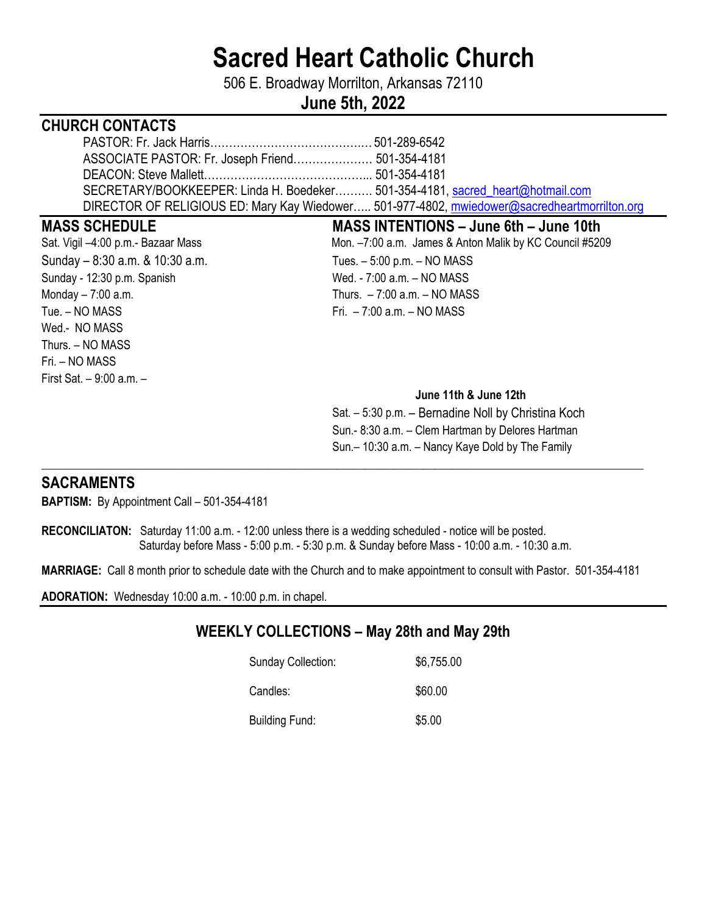# Sacred Heart Catholic Church

506 E. Broadway Morrilton, Arkansas 72110

**June 5th, 2022**

## CHURCH CONTACTS

PASTOR: Fr. Jack Harris…………………………………… 501-289-6542
ASSOCIATE PASTOR: Fr. Joseph Friend………………… 501-354-4181
DEACON: Steve Mallett…………………………………….. 501-354-4181
SECRETARY/BOOKKEEPER: Linda H. Boedeker………. 501-354-4181, sacred_heart@hotmail.com
DIRECTOR OF RELIGIOUS ED: Mary Kay Wiedower….. 501-977-4802, mwiedower@sacredheartmorrilton.org

## MASS SCHEDULE

Sat. Vigil –4:00 p.m.- Bazaar Mass
Sunday – 8:30 a.m. & 10:30 a.m.
Sunday - 12:30 p.m. Spanish
Monday – 7:00 a.m.
Tue. – NO MASS
Wed.- NO MASS
Thurs. – NO MASS
Fri. – NO MASS
First Sat. – 9:00 a.m. –

## MASS INTENTIONS – June 6th – June 10th

Mon. –7:00 a.m. James & Anton Malik by KC Council #5209
Tues. – 5:00 p.m. – NO MASS
Wed. - 7:00 a.m. – NO MASS
Thurs. – 7:00 a.m. – NO MASS
Fri. – 7:00 a.m. – NO MASS

**June 11th & June 12th**

Sat. – 5:30 p.m. – Bernadine Noll by Christina Koch
Sun.- 8:30 a.m. – Clem Hartman by Delores Hartman
Sun.– 10:30 a.m. – Nancy Kaye Dold by The Family

## SACRAMENTS

**BAPTISM:** By Appointment Call – 501-354-4181

**RECONCILIATON:** Saturday 11:00 a.m. - 12:00 unless there is a wedding scheduled - notice will be posted.
Saturday before Mass - 5:00 p.m. - 5:30 p.m. & Sunday before Mass - 10:00 a.m. - 10:30 a.m.

**MARRIAGE:** Call 8 month prior to schedule date with the Church and to make appointment to consult with Pastor. 501-354-4181

**ADORATION:** Wednesday 10:00 a.m. - 10:00 p.m. in chapel.

## WEEKLY COLLECTIONS – May 28th and May 29th

| | |
|---|---|
| Sunday Collection: | $6,755.00 |
| Candles: | $60.00 |
| Building Fund: | $5.00 |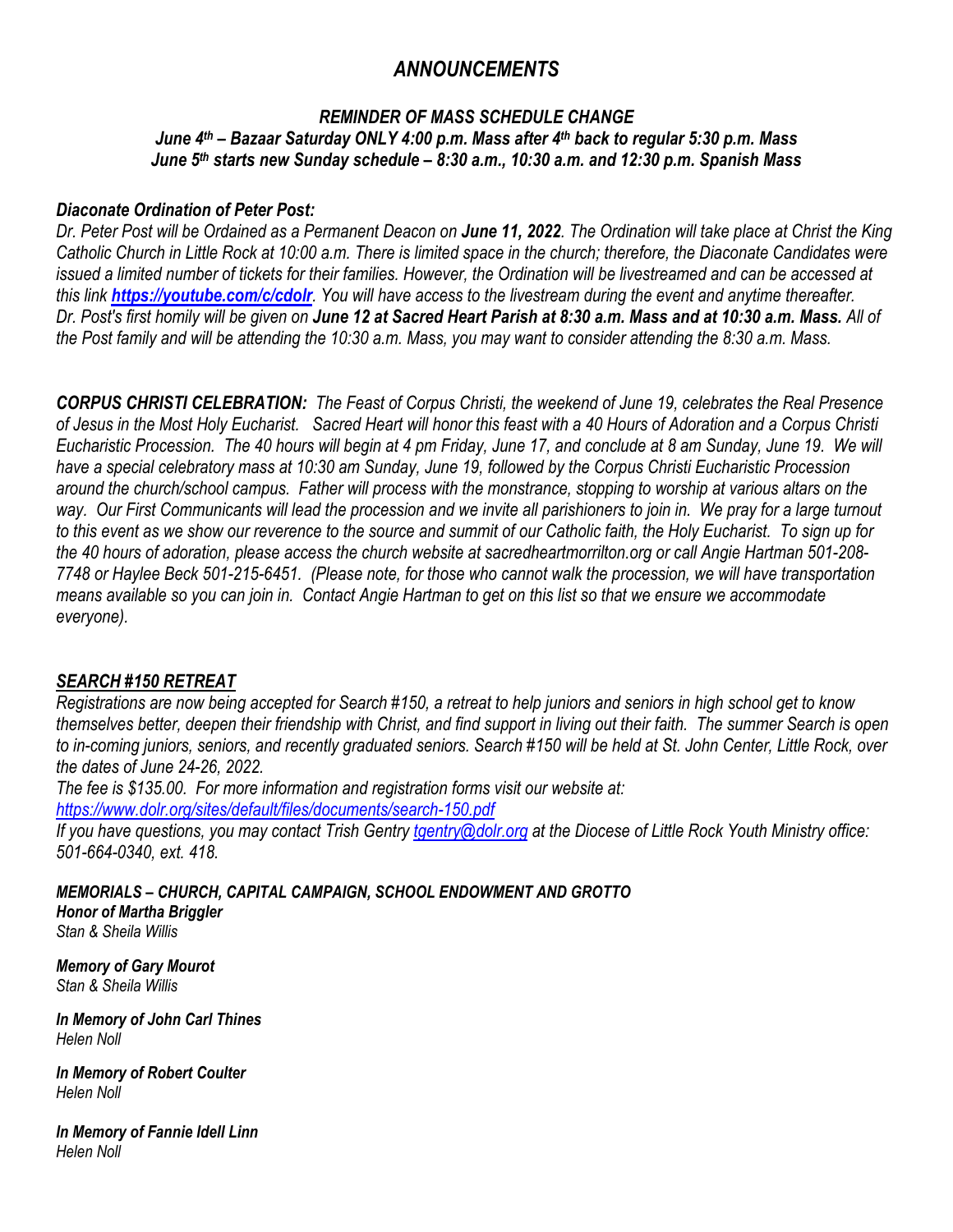# *ANNOUNCEMENTS*

***REMINDER OF MASS SCHEDULE CHANGE***
***June 4th – Bazaar Saturday ONLY 4:00 p.m. Mass after 4th back to regular 5:30 p.m. Mass***
***June 5th starts new Sunday schedule – 8:30 a.m., 10:30 a.m. and 12:30 p.m. Spanish Mass***

***Diaconate Ordination of Peter Post:***
*Dr. Peter Post will be Ordained as a Permanent Deacon on **June 11, 2022**. The Ordination will take place at Christ the King Catholic Church in Little Rock at 10:00 a.m. There is limited space in the church; therefore, the Diaconate Candidates were issued a limited number of tickets for their families. However, the Ordination will be livestreamed and can be accessed at this link **https://youtube.com/c/cdolr**. You will have access to the livestream during the event and anytime thereafter. Dr. Post's first homily will be given on **June 12 at Sacred Heart Parish at 8:30 a.m. Mass and at 10:30 a.m. Mass.** All of the Post family and will be attending the 10:30 a.m. Mass, you may want to consider attending the 8:30 a.m. Mass.*

***CORPUS CHRISTI CELEBRATION:*** *The Feast of Corpus Christi, the weekend of June 19, celebrates the Real Presence of Jesus in the Most Holy Eucharist. Sacred Heart will honor this feast with a 40 Hours of Adoration and a Corpus Christi Eucharistic Procession. The 40 hours will begin at 4 pm Friday, June 17, and conclude at 8 am Sunday, June 19. We will have a special celebratory mass at 10:30 am Sunday, June 19, followed by the Corpus Christi Eucharistic Procession around the church/school campus. Father will process with the monstrance, stopping to worship at various altars on the way. Our First Communicants will lead the procession and we invite all parishioners to join in. We pray for a large turnout to this event as we show our reverence to the source and summit of our Catholic faith, the Holy Eucharist. To sign up for the 40 hours of adoration, please access the church website at sacredheartmorrilton.org or call Angie Hartman 501-208-7748 or Haylee Beck 501-215-6451. (Please note, for those who cannot walk the procession, we will have transportation means available so you can join in. Contact Angie Hartman to get on this list so that we ensure we accommodate everyone).*

***SEARCH #150 RETREAT***
*Registrations are now being accepted for Search #150, a retreat to help juniors and seniors in high school get to know themselves better, deepen their friendship with Christ, and find support in living out their faith. The summer Search is open to in-coming juniors, seniors, and recently graduated seniors. Search #150 will be held at St. John Center, Little Rock, over the dates of June 24-26, 2022.*
*The fee is $135.00. For more information and registration forms visit our website at:*
*https://www.dolr.org/sites/default/files/documents/search-150.pdf*
*If you have questions, you may contact Trish Gentry tgentry@dolr.org at the Diocese of Little Rock Youth Ministry office: 501-664-0340, ext. 418.*

***MEMORIALS – CHURCH, CAPITAL CAMPAIGN, SCHOOL ENDOWMENT AND GROTTO***
***Honor of Martha Briggler***
*Stan & Sheila Willis*

***Memory of Gary Mourot***
*Stan & Sheila Willis*

***In Memory of John Carl Thines***
*Helen Noll*

***In Memory of Robert Coulter***
*Helen Noll*

***In Memory of Fannie Idell Linn***
*Helen Noll*